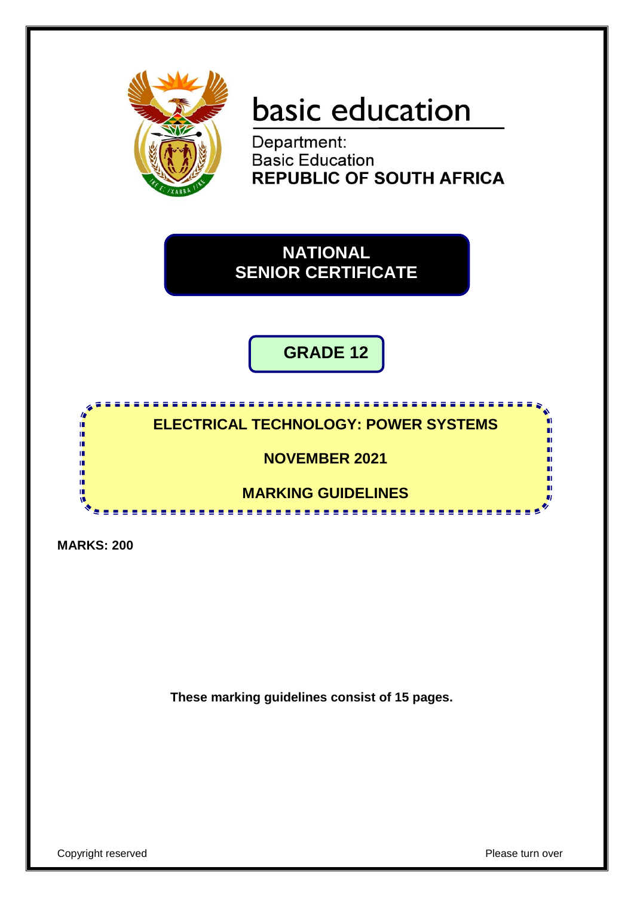basic education

Department:
Basic Education
**REPUBLIC OF SOUTH AFRICA**

# NATIONAL SENIOR CERTIFICATE

## GRADE 12

**ELECTRICAL TECHNOLOGY: POWER SYSTEMS**

**NOVEMBER 2021**

**MARKING GUIDELINES**

**MARKS: 200**

**These marking guidelines consist of 15 pages.**

Copyright reserved

Please turn over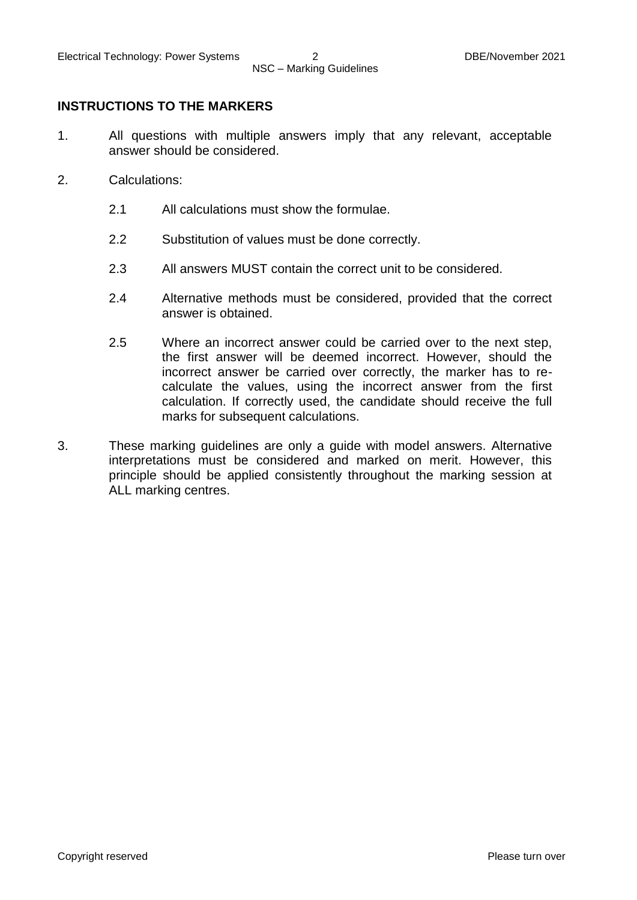## INSTRUCTIONS TO THE MARKERS

1. All questions with multiple answers imply that any relevant, acceptable answer should be considered.

2. Calculations:

   2.1 All calculations must show the formulae.

   2.2 Substitution of values must be done correctly.

   2.3 All answers MUST contain the correct unit to be considered.

   2.4 Alternative methods must be considered, provided that the correct answer is obtained.

   2.5 Where an incorrect answer could be carried over to the next step, the first answer will be deemed incorrect. However, should the incorrect answer be carried over correctly, the marker has to re-calculate the values, using the incorrect answer from the first calculation. If correctly used, the candidate should receive the full marks for subsequent calculations.

3. These marking guidelines are only a guide with model answers. Alternative interpretations must be considered and marked on merit. However, this principle should be applied consistently throughout the marking session at ALL marking centres.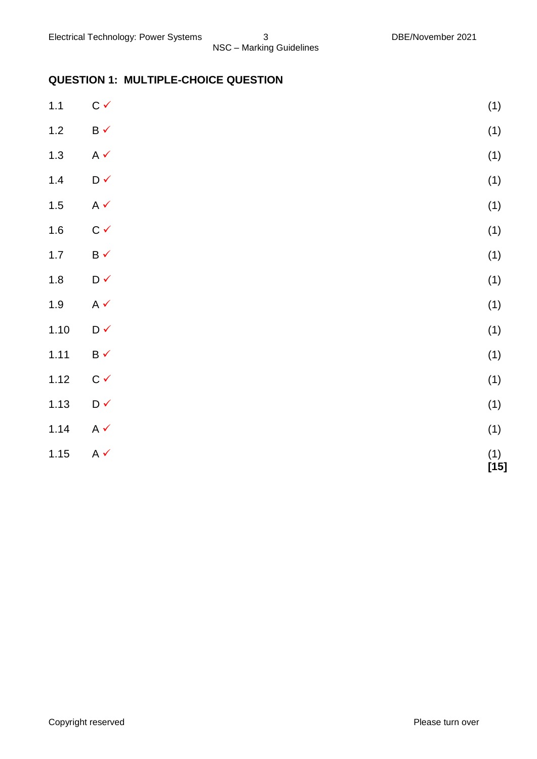## QUESTION 1: MULTIPLE-CHOICE QUESTION

| | | |
|---|---|---|
| 1.1 | C ✓ | (1) |
| 1.2 | B ✓ | (1) |
| 1.3 | A ✓ | (1) |
| 1.4 | D ✓ | (1) |
| 1.5 | A ✓ | (1) |
| 1.6 | C ✓ | (1) |
| 1.7 | B ✓ | (1) |
| 1.8 | D ✓ | (1) |
| 1.9 | A ✓ | (1) |
| 1.10 | D ✓ | (1) |
| 1.11 | B ✓ | (1) |
| 1.12 | C ✓ | (1) |
| 1.13 | D ✓ | (1) |
| 1.14 | A ✓ | (1) |
| 1.15 | A ✓ | (1) |
| | | **[15]** |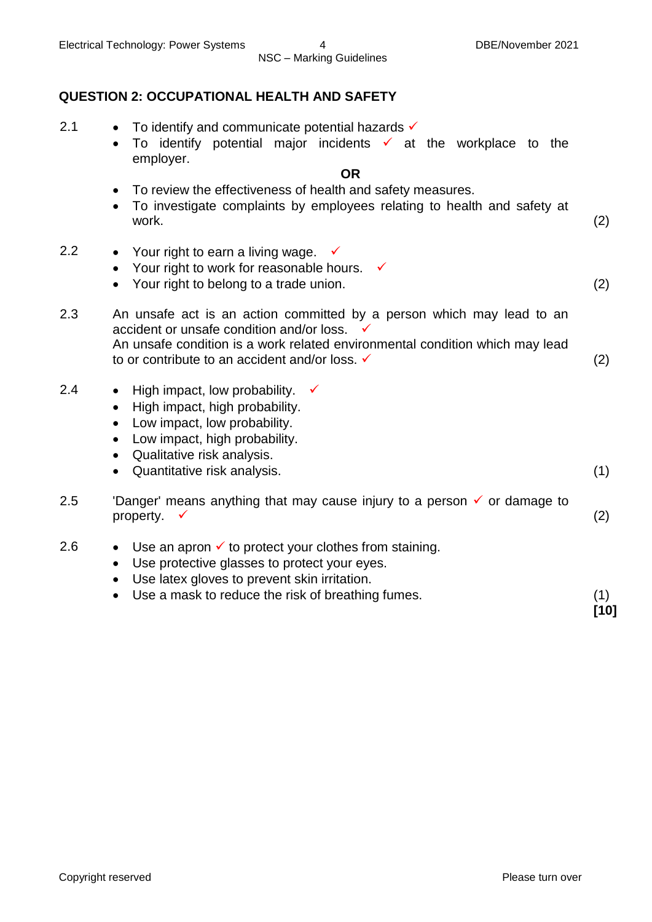## QUESTION 2: OCCUPATIONAL HEALTH AND SAFETY

2.1
- To identify and communicate potential hazards ✓
- To identify potential major incidents ✓ at the workplace to the employer.

**OR**

- To review the effectiveness of health and safety measures.
- To investigate complaints by employees relating to health and safety at work. (2)

2.2
- Your right to earn a living wage. ✓
- Your right to work for reasonable hours. ✓
- Your right to belong to a trade union. (2)

2.3 An unsafe act is an action committed by a person which may lead to an accident or unsafe condition and/or loss. ✓
An unsafe condition is a work related environmental condition which may lead to or contribute to an accident and/or loss. ✓ (2)

2.4
- High impact, low probability. ✓
- High impact, high probability.
- Low impact, low probability.
- Low impact, high probability.
- Qualitative risk analysis.
- Quantitative risk analysis. (1)

2.5 'Danger' means anything that may cause injury to a person ✓ or damage to property. ✓ (2)

2.6
- Use an apron ✓ to protect your clothes from staining.
- Use protective glasses to protect your eyes.
- Use latex gloves to prevent skin irritation.
- Use a mask to reduce the risk of breathing fumes. (1)

**[10]**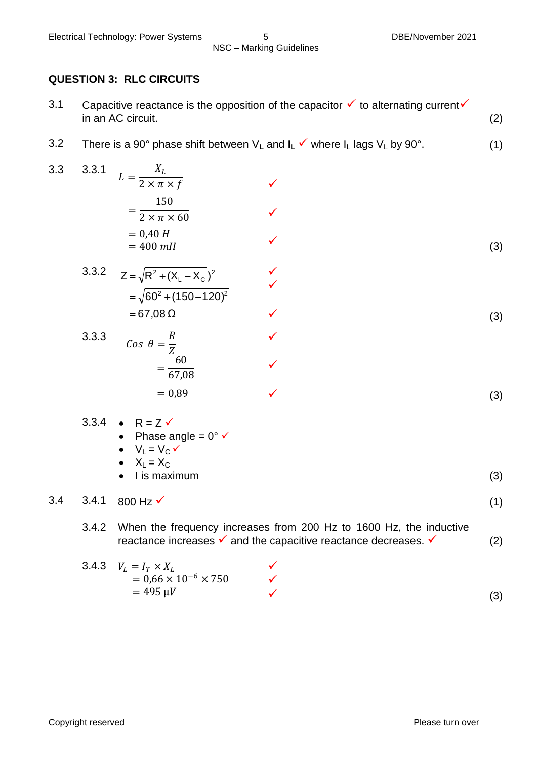## QUESTION 3: RLC CIRCUITS

3.1 Capacitive reactance is the opposition of the capacitor ✓ to alternating current✓ in an AC circuit. (2)

3.2 There is a 90° phase shift between $V_L$ and $I_L$ ✓ where $I_L$ lags $V_L$ by 90°. (1)

3.3

3.3.1

$$L = \frac{X_L}{2 \times \pi \times f} \quad ✓$$

$$= \frac{150}{2 \times \pi \times 60} \quad ✓$$

$$= 0{,}40\ H$$
$$= 400\ mH \quad ✓$$

(3)

3.3.2

$$Z = \sqrt{R^2 + (X_L - X_C)^2} \quad ✓$$

$$= \sqrt{60^2 + (150 - 120)^2} \quad ✓$$

$$= 67{,}08\ \Omega \quad ✓$$

(3)

3.3.3

$$Cos\ \theta = \frac{R}{Z} \quad ✓$$

$$= \frac{60}{67{,}08} \quad ✓$$

$$= 0{,}89 \quad ✓$$

(3)

3.3.4
- R = Z ✓
- Phase angle = 0° ✓
- $V_L = V_C$ ✓
- $X_L = X_C$
- I is maximum

(3)

3.4

3.4.1 800 Hz ✓ (1)

3.4.2 When the frequency increases from 200 Hz to 1600 Hz, the inductive reactance increases ✓ and the capacitive reactance decreases. ✓ (2)

3.4.3

$$V_L = I_T \times X_L \quad ✓$$
$$= 0{,}66 \times 10^{-6} \times 750 \quad ✓$$
$$= 495\ \mu V \quad ✓$$

(3)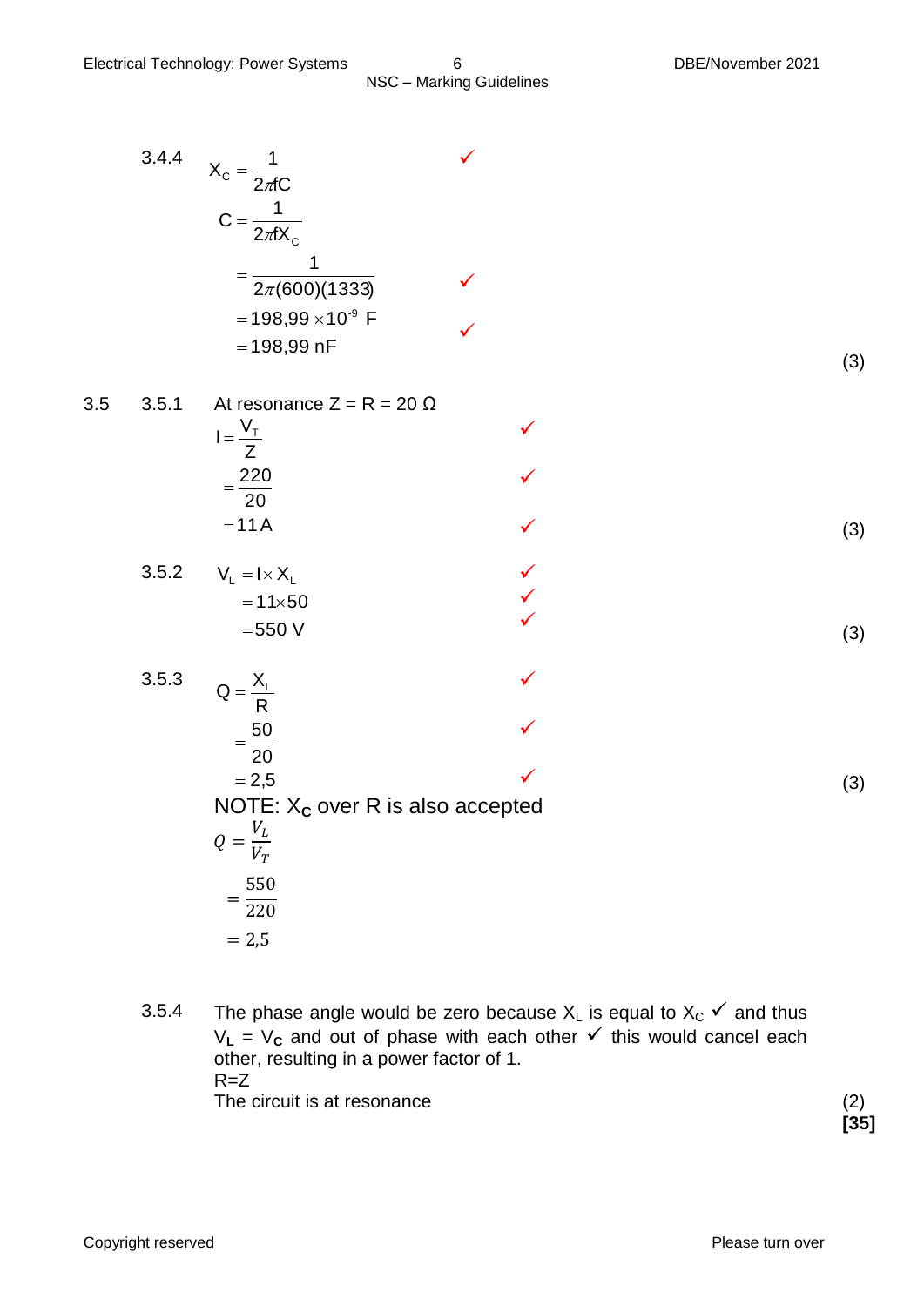3.4.4

$$X_C = \frac{1}{2\pi fC} \quad ✓$$

$$C = \frac{1}{2\pi f X_C}$$

$$= \frac{1}{2\pi(600)(1333)} \quad ✓$$

$$= 198{,}99 \times 10^{-9} \text{ F} \quad ✓$$

$$= 198{,}99 \text{ nF}$$

(3)

3.5 3.5.1 At resonance Z = R = 20 Ω

$$I = \frac{V_T}{Z} \quad ✓$$

$$= \frac{220}{20} \quad ✓$$

$$= 11 \text{ A} \quad ✓$$

(3)

3.5.2

$$V_L = I \times X_L \quad ✓$$

$$= 11 \times 50 \quad ✓$$

$$= 550 \text{ V} \quad ✓$$

(3)

3.5.3

$$Q = \frac{X_L}{R} \quad ✓$$

$$= \frac{50}{20} \quad ✓$$

$$= 2{,}5 \quad ✓$$

(3)

NOTE: $X_C$ over R is also accepted

$$Q = \frac{V_L}{V_T}$$

$$= \frac{550}{220}$$

$$= 2{,}5$$

3.5.4 The phase angle would be zero because $X_L$ is equal to $X_C$ ✓ and thus $V_L$ = $V_C$ and out of phase with each other ✓ this would cancel each other, resulting in a power factor of 1.
R=Z
The circuit is at resonance

(2)
**[35]**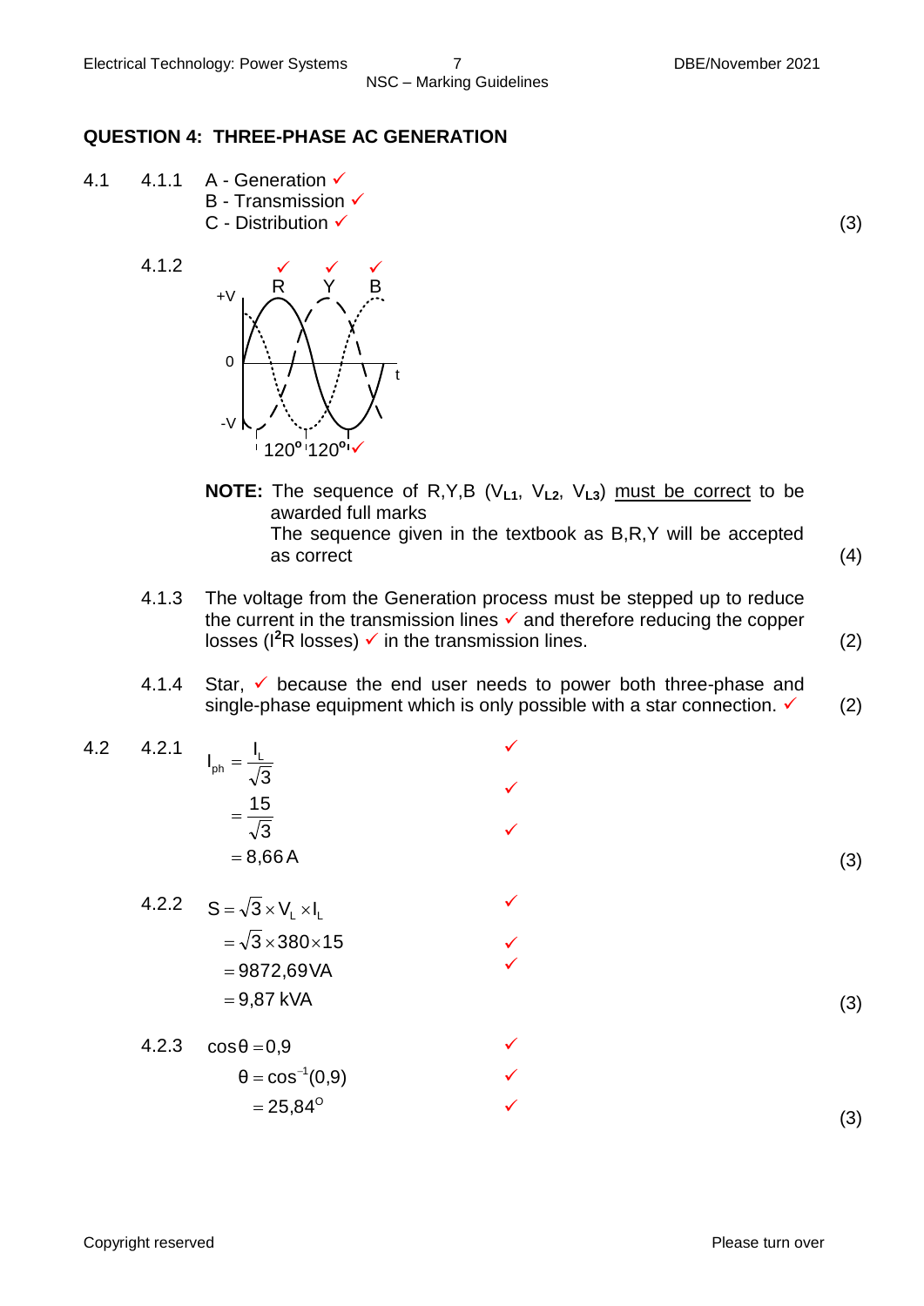## QUESTION 4: THREE-PHASE AC GENERATION

4.1

4.1.1 A - Generation ✓
B - Transmission ✓
C - Distribution ✓ (3)

4.1.2

(Waveform diagram: +V, 0, -V axis with t; waveforms labelled R ✓, Y ✓, B ✓; spacing 120° 120° ✓)

**NOTE:** The sequence of R,Y,B ($V_{L1}$, $V_{L2}$, $V_{L3}$) must be correct to be awarded full marks
The sequence given in the textbook as B,R,Y will be accepted as correct (4)

4.1.3 The voltage from the Generation process must be stepped up to reduce the current in the transmission lines ✓ and therefore reducing the copper losses ($I^2R$ losses) ✓ in the transmission lines. (2)

4.1.4 Star, ✓ because the end user needs to power both three-phase and single-phase equipment which is only possible with a star connection. ✓ (2)

4.2

4.2.1

$$I_{ph} = \frac{I_L}{\sqrt{3}} \quad ✓$$
$$= \frac{15}{\sqrt{3}} \quad ✓$$
$$= 8{,}66\,A \quad ✓$$
(3)

4.2.2

$$S = \sqrt{3} \times V_L \times I_L \quad ✓$$
$$= \sqrt{3} \times 380 \times 15 \quad ✓$$
$$= 9872{,}69\,VA \quad ✓$$
$$= 9{,}87\text{ kVA}$$
(3)

4.2.3

$$\cos\theta = 0{,}9 \quad ✓$$
$$\theta = \cos^{-1}(0{,}9) \quad ✓$$
$$= 25{,}84^{\circ} \quad ✓$$
(3)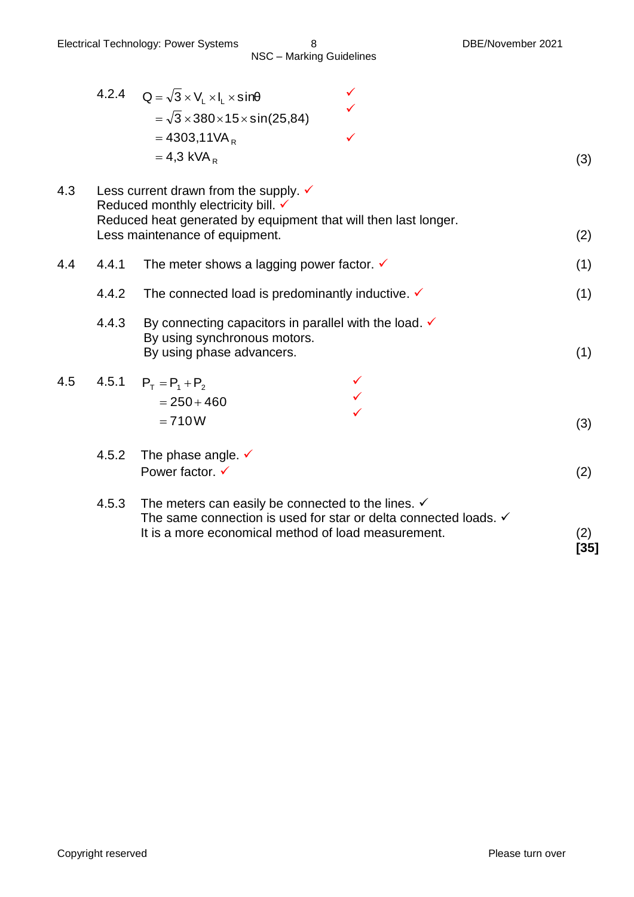4.2.4 $Q = \sqrt{3} \times V_L \times I_L \times \sin\theta$ ✓

$= \sqrt{3} \times 380 \times 15 \times \sin(25{,}84)$ ✓

$= 4303{,}11 VA_R$ ✓

$= 4{,}3\ kVA_R$ (3)

4.3 Less current drawn from the supply. ✓
Reduced monthly electricity bill. ✓
Reduced heat generated by equipment that will then last longer.
Less maintenance of equipment. (2)

4.4

4.4.1 The meter shows a lagging power factor. ✓ (1)

4.4.2 The connected load is predominantly inductive. ✓ (1)

4.4.3 By connecting capacitors in parallel with the load. ✓
By using synchronous motors.
By using phase advancers. (1)

4.5

4.5.1 $P_T = P_1 + P_2$ ✓

$= 250 + 460$ ✓

$= 710 W$ ✓ (3)

4.5.2 The phase angle. ✓
Power factor. ✓ (2)

4.5.3 The meters can easily be connected to the lines. ✓
The same connection is used for star or delta connected loads. ✓
It is a more economical method of load measurement. (2)

**[35]**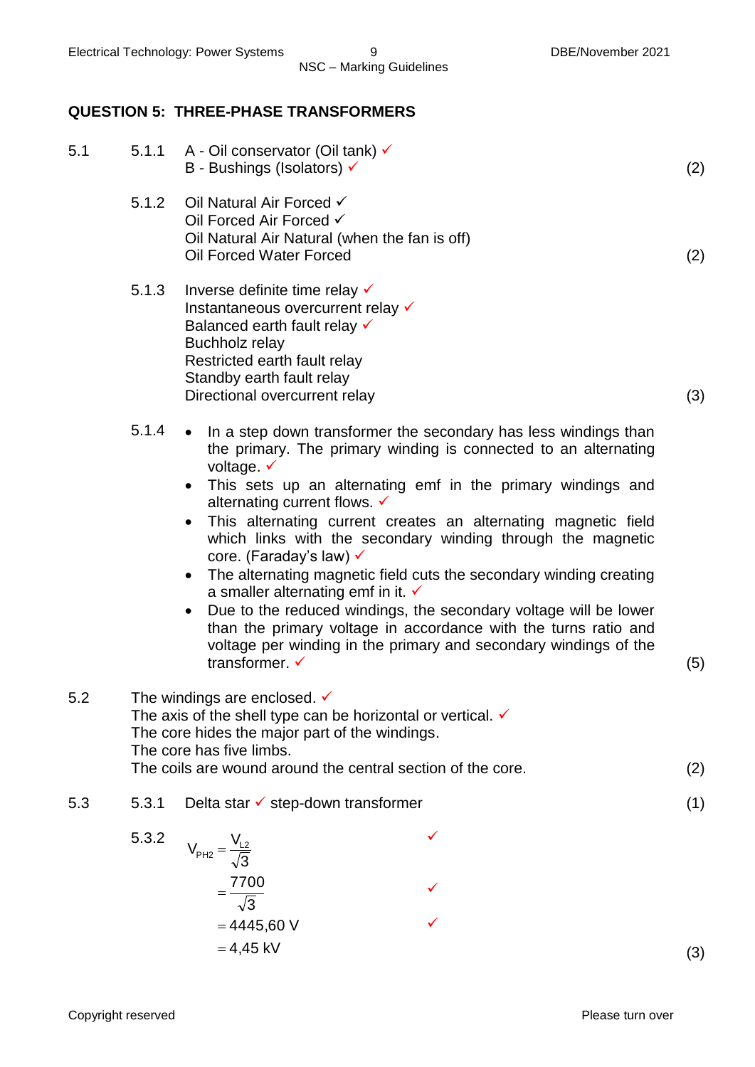## QUESTION 5: THREE-PHASE TRANSFORMERS

5.1

5.1.1 A - Oil conservator (Oil tank) ✓
B - Bushings (Isolators) ✓ (2)

5.1.2 Oil Natural Air Forced ✓
Oil Forced Air Forced ✓
Oil Natural Air Natural (when the fan is off)
Oil Forced Water Forced (2)

5.1.3 Inverse definite time relay ✓
Instantaneous overcurrent relay ✓
Balanced earth fault relay ✓
Buchholz relay
Restricted earth fault relay
Standby earth fault relay
Directional overcurrent relay (3)

5.1.4

- In a step down transformer the secondary has less windings than the primary. The primary winding is connected to an alternating voltage. ✓
- This sets up an alternating emf in the primary windings and alternating current flows. ✓
- This alternating current creates an alternating magnetic field which links with the secondary winding through the magnetic core. (Faraday's law) ✓
- The alternating magnetic field cuts the secondary winding creating a smaller alternating emf in it. ✓
- Due to the reduced windings, the secondary voltage will be lower than the primary voltage in accordance with the turns ratio and voltage per winding in the primary and secondary windings of the transformer. ✓ (5)

5.2 The windings are enclosed. ✓
The axis of the shell type can be horizontal or vertical. ✓
The core hides the major part of the windings.
The core has five limbs.
The coils are wound around the central section of the core. (2)

5.3

5.3.1 Delta star ✓ step-down transformer (1)

5.3.2

$$V_{PH2} = \frac{V_{L2}}{\sqrt{3}} \quad ✓$$

$$= \frac{7700}{\sqrt{3}} \quad ✓$$

$$= 4445{,}60 \text{ V} \quad ✓$$

$$= 4{,}45 \text{ kV}$$

(3)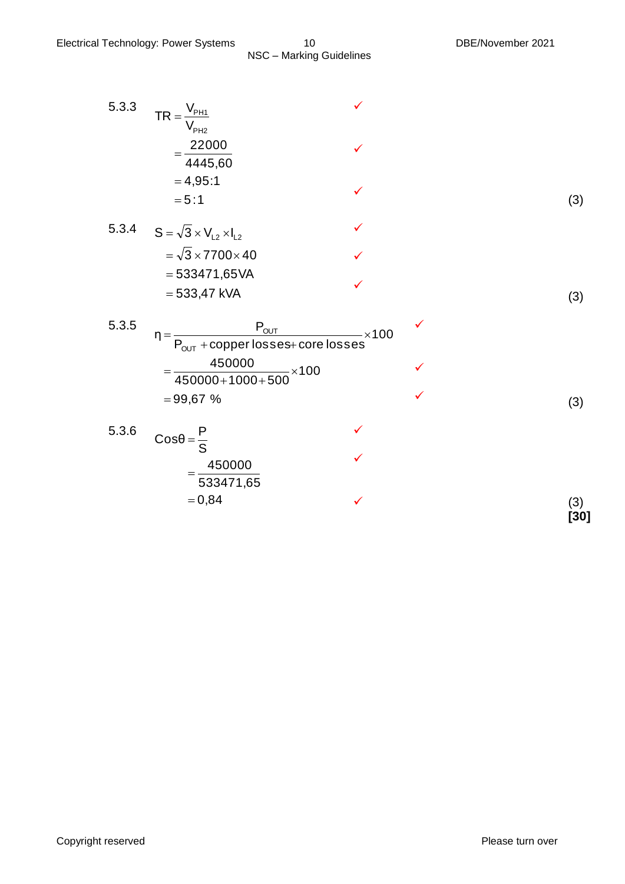5.3.3

$$TR = \frac{V_{PH1}}{V_{PH2}} \checkmark$$

$$= \frac{22000}{4445,60} \checkmark$$

$$= 4,95:1$$

$$= 5:1 \checkmark$$

(3)

5.3.4

$$S = \sqrt{3} \times V_{L2} \times I_{L2} \checkmark$$

$$= \sqrt{3} \times 7700 \times 40 \checkmark$$

$$= 533471,65VA$$

$$= 533,47 \text{ kVA} \checkmark$$

(3)

5.3.5

$$\eta = \frac{P_{OUT}}{P_{OUT} + \text{copper losses} + \text{core losses}} \times 100 \checkmark$$

$$= \frac{450000}{450000 + 1000 + 500} \times 100 \checkmark$$

$$= 99,67 \ \% \checkmark$$

(3)

5.3.6

$$\text{Cos}\theta = \frac{P}{S} \checkmark$$

$$= \frac{450000}{533471,65} \checkmark$$

$$= 0,84 \checkmark$$

(3)
**[30]**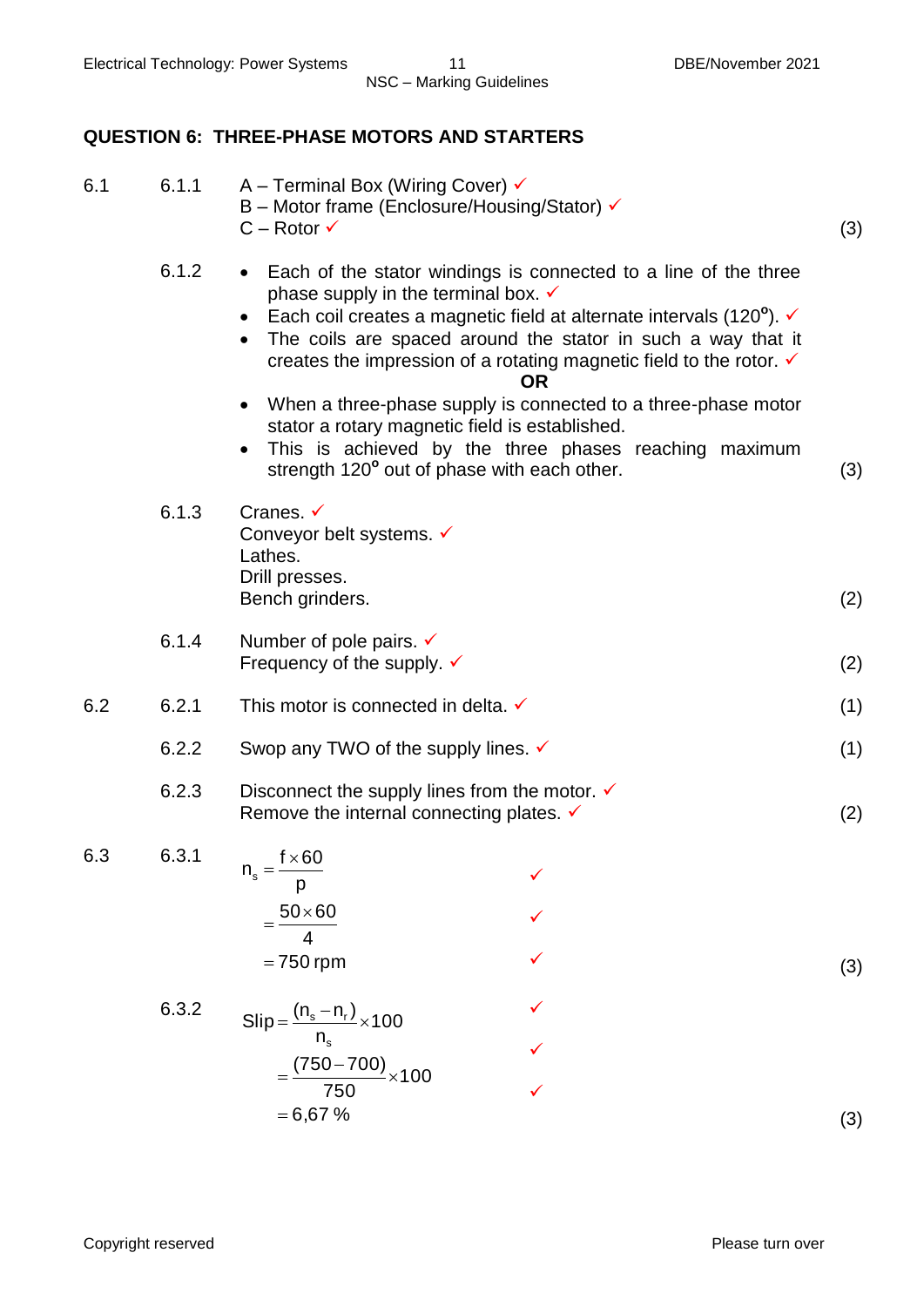## QUESTION 6: THREE-PHASE MOTORS AND STARTERS

**6.1**

**6.1.1**

A – Terminal Box (Wiring Cover) ✓
B – Motor frame (Enclosure/Housing/Stator) ✓
C – Rotor ✓ (3)

**6.1.2**

- Each of the stator windings is connected to a line of the three phase supply in the terminal box. ✓
- Each coil creates a magnetic field at alternate intervals (120°). ✓
- The coils are spaced around the stator in such a way that it creates the impression of a rotating magnetic field to the rotor. ✓

**OR**

- When a three-phase supply is connected to a three-phase motor stator a rotary magnetic field is established.
- This is achieved by the three phases reaching maximum strength 120° out of phase with each other. (3)

**6.1.3**

Cranes. ✓
Conveyor belt systems. ✓
Lathes.
Drill presses.
Bench grinders. (2)

**6.1.4**

Number of pole pairs. ✓
Frequency of the supply. ✓ (2)

**6.2**

**6.2.1** This motor is connected in delta. ✓ (1)

**6.2.2** Swop any TWO of the supply lines. ✓ (1)

**6.2.3**

Disconnect the supply lines from the motor. ✓
Remove the internal connecting plates. ✓ (2)

**6.3**

**6.3.1**

$$n_s = \frac{f \times 60}{p} \quad ✓$$

$$= \frac{50 \times 60}{4} \quad ✓$$

$$= 750 \text{ rpm} \quad ✓$$

(3)

**6.3.2**

$$\text{Slip} = \frac{(n_s - n_r)}{n_s} \times 100 \quad ✓$$

$$= \frac{(750 - 700)}{750} \times 100 \quad ✓$$

$$= 6{,}67\ \% \quad ✓$$

(3)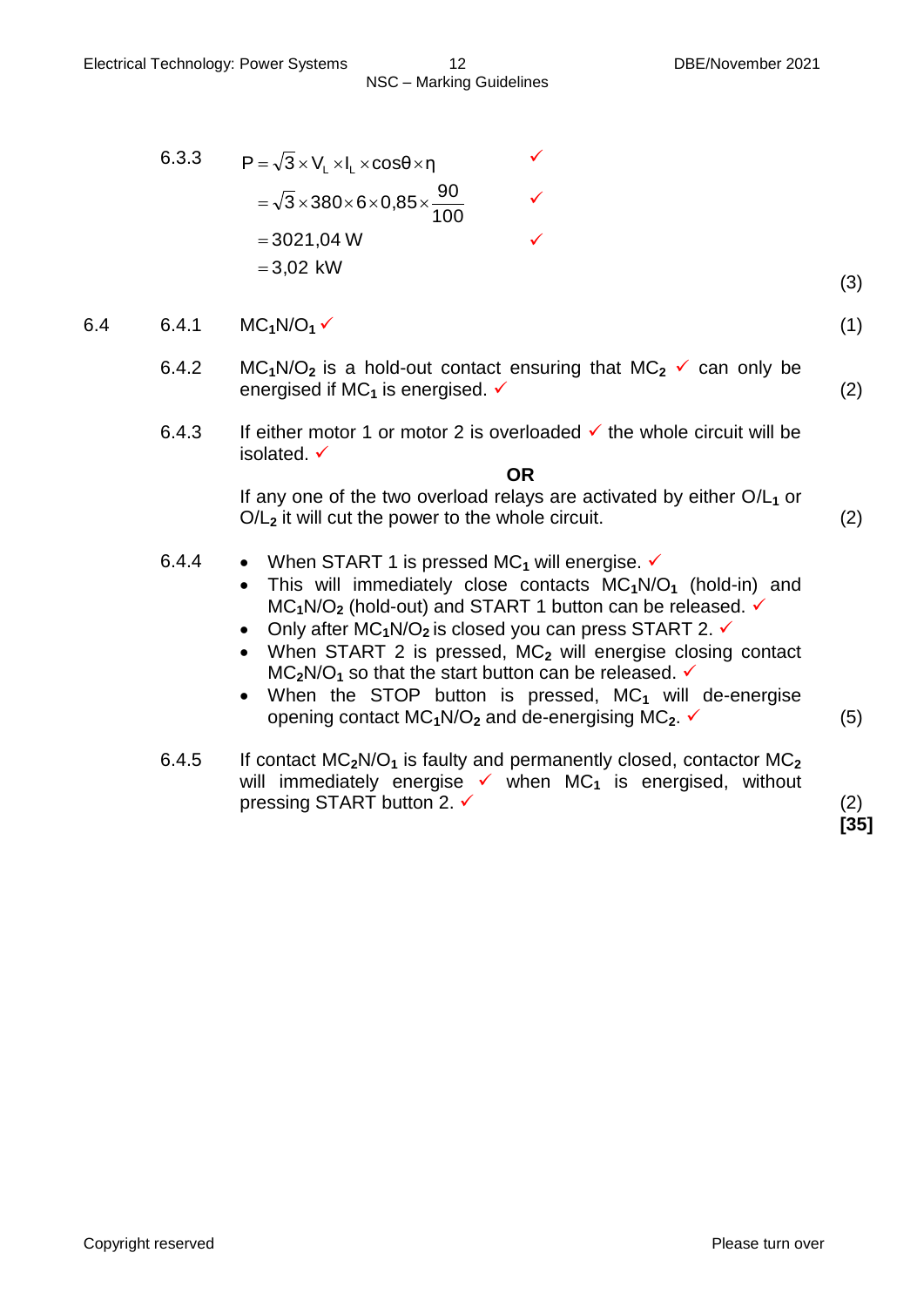6.3.3

$$P = \sqrt{3} \times V_L \times I_L \times \cos\theta \times \eta \quad ✓$$

$$= \sqrt{3} \times 380 \times 6 \times 0{,}85 \times \frac{90}{100} \quad ✓$$

$$= 3021{,}04\ \text{W} \quad ✓$$

$$= 3{,}02\ \text{kW}$$

(3)

6.4

6.4.1 $MC_1N/O_1$ ✓ (1)

6.4.2 $MC_1N/O_2$ is a hold-out contact ensuring that $MC_2$ ✓ can only be energised if $MC_1$ is energised. ✓ (2)

6.4.3 If either motor 1 or motor 2 is overloaded ✓ the whole circuit will be isolated. ✓

**OR**

If any one of the two overload relays are activated by either $O/L_1$ or $O/L_2$ it will cut the power to the whole circuit. (2)

6.4.4

- When START 1 is pressed $MC_1$ will energise. ✓
- This will immediately close contacts $MC_1N/O_1$ (hold-in) and $MC_1N/O_2$ (hold-out) and START 1 button can be released. ✓
- Only after $MC_1N/O_2$ is closed you can press START 2. ✓
- When START 2 is pressed, $MC_2$ will energise closing contact $MC_2N/O_1$ so that the start button can be released. ✓
- When the STOP button is pressed, $MC_1$ will de-energise opening contact $MC_1N/O_2$ and de-energising $MC_2$. ✓

(5)

6.4.5 If contact $MC_2N/O_1$ is faulty and permanently closed, contactor $MC_2$ will immediately energise ✓ when $MC_1$ is energised, without pressing START button 2. ✓ (2)

**[35]**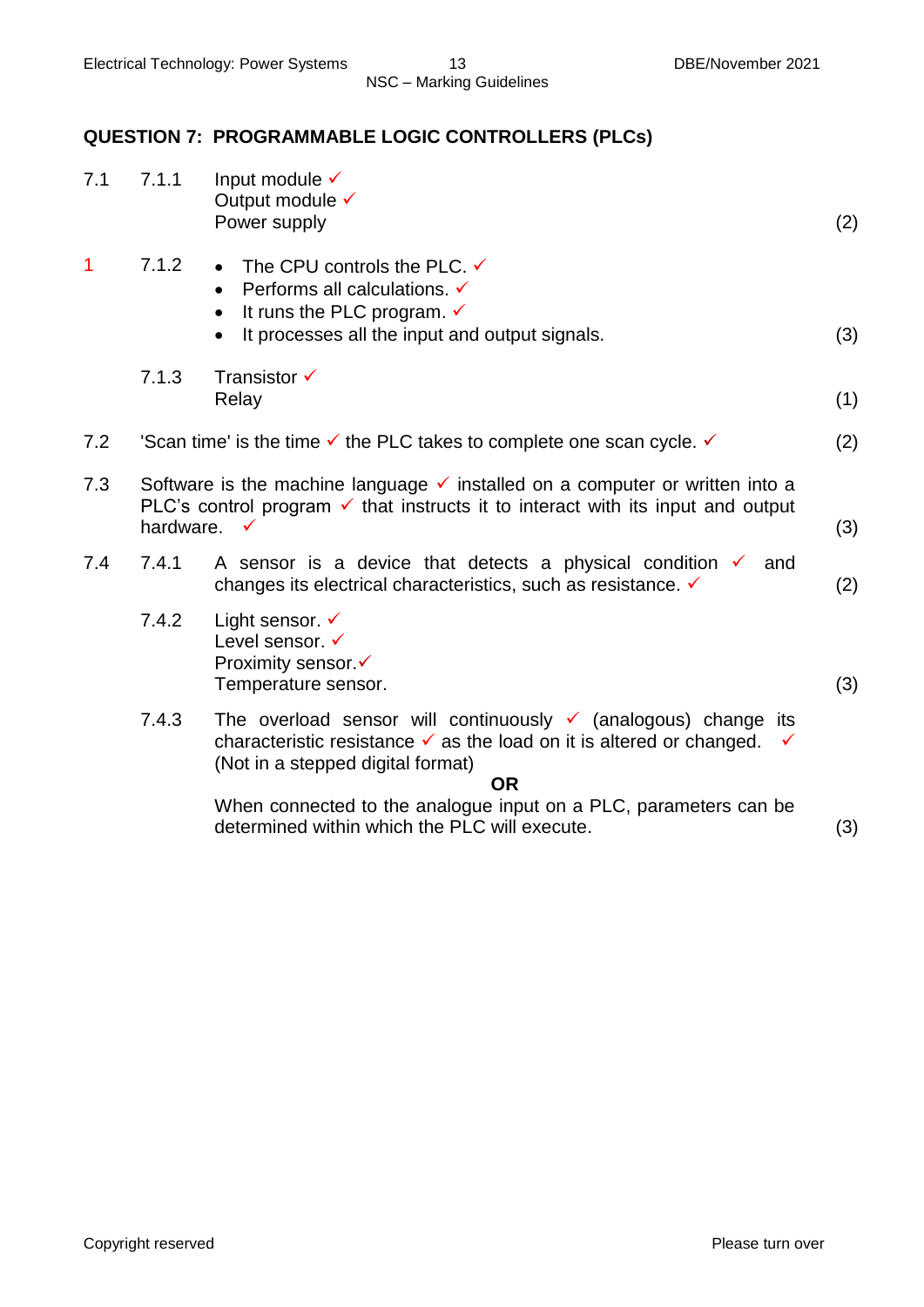## QUESTION 7: PROGRAMMABLE LOGIC CONTROLLERS (PLCs)

**7.1**

7.1.1 Input module ✓
Output module ✓
Power supply (2)

7.1.2
- The CPU controls the PLC. ✓
- Performs all calculations. ✓
- It runs the PLC program. ✓
- It processes all the input and output signals. (3)

7.1.3 Transistor ✓
Relay (1)

**7.2** 'Scan time' is the time ✓ the PLC takes to complete one scan cycle. ✓ (2)

**7.3** Software is the machine language ✓ installed on a computer or written into a PLC's control program ✓ that instructs it to interact with its input and output hardware. ✓ (3)

**7.4**

7.4.1 A sensor is a device that detects a physical condition ✓ and changes its electrical characteristics, such as resistance. ✓ (2)

7.4.2 Light sensor. ✓
Level sensor. ✓
Proximity sensor.✓
Temperature sensor. (3)

7.4.3 The overload sensor will continuously ✓ (analogous) change its characteristic resistance ✓ as the load on it is altered or changed. ✓
(Not in a stepped digital format)

**OR**

When connected to the analogue input on a PLC, parameters can be determined within which the PLC will execute. (3)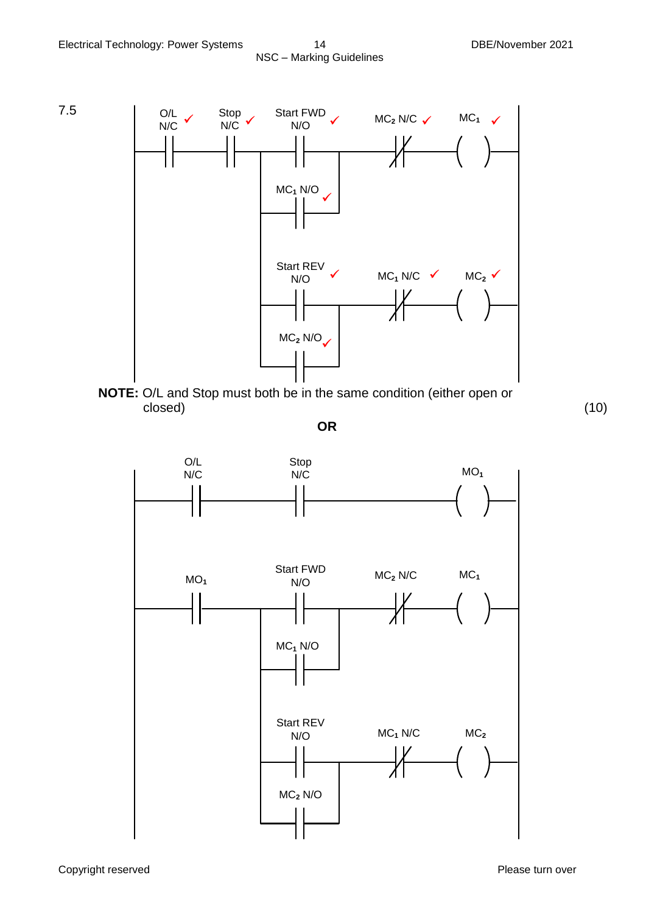7.5

O/L N/C ✓ — Stop N/C ✓ — Start FWD N/O ✓ (parallel with $MC_1$ N/O ✓) — $MC_2$ N/C ✓ — $MC_1$ ✓

Start REV N/O ✓ (parallel with $MC_2$ N/O ✓) — $MC_1$ N/C ✓ — $MC_2$ ✓

**NOTE:** O/L and Stop must both be in the same condition (either open or closed) (10)

**OR**

O/L N/C — Stop N/C — $MO_1$

$MO_1$ — Start FWD N/O (parallel with $MC_1$ N/O) — $MC_2$ N/C — $MC_1$

Start REV N/O (parallel with $MC_2$ N/O) — $MC_1$ N/C — $MC_2$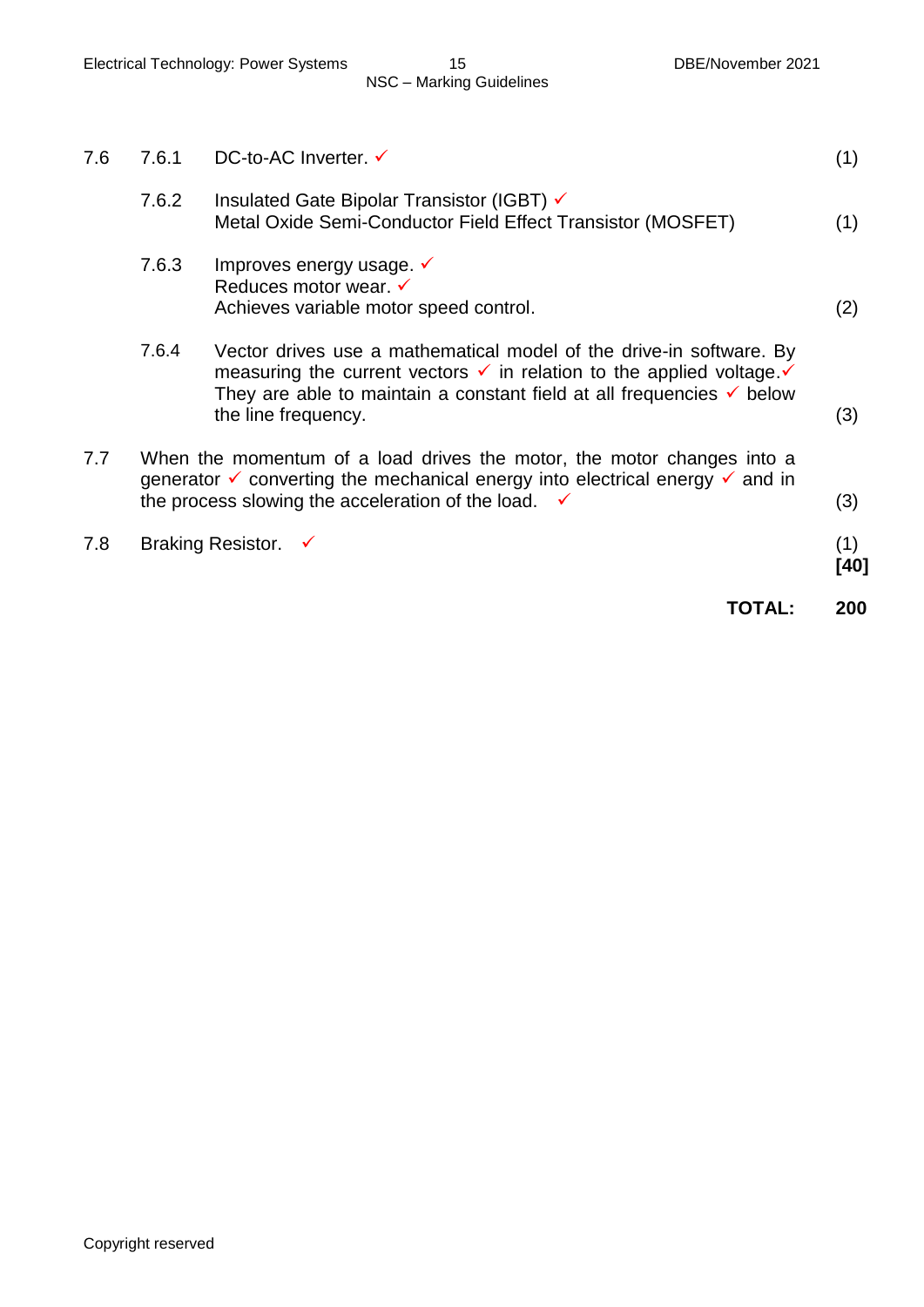7.6 7.6.1 DC-to-AC Inverter. ✓ (1)

7.6.2 Insulated Gate Bipolar Transistor (IGBT) ✓
Metal Oxide Semi-Conductor Field Effect Transistor (MOSFET) (1)

7.6.3 Improves energy usage. ✓
Reduces motor wear. ✓
Achieves variable motor speed control. (2)

7.6.4 Vector drives use a mathematical model of the drive-in software. By measuring the current vectors ✓ in relation to the applied voltage.✓ They are able to maintain a constant field at all frequencies ✓ below the line frequency. (3)

7.7 When the momentum of a load drives the motor, the motor changes into a generator ✓ converting the mechanical energy into electrical energy ✓ and in the process slowing the acceleration of the load. ✓ (3)

7.8 Braking Resistor. ✓ (1)
**[40]**

**TOTAL: 200**